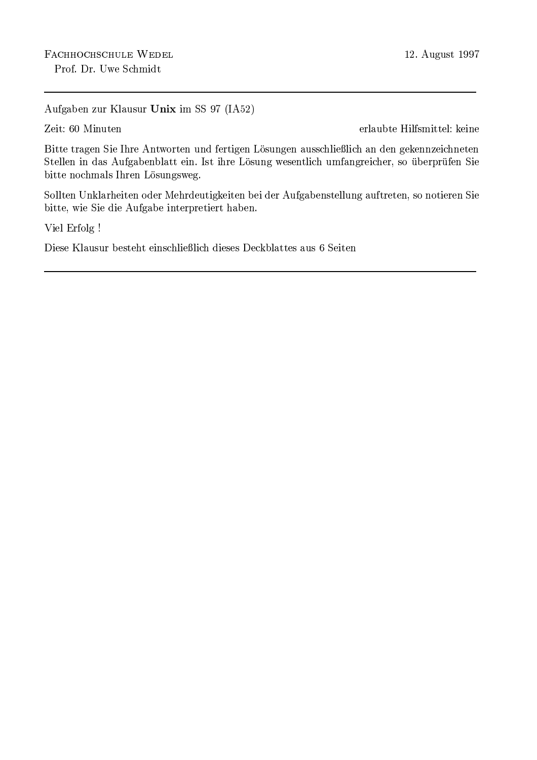Fachhochschule Wedel
Prof. Dr. Uwe Schmidt

12. August 1997

---

Aufgaben zur Klausur **Unix** im SS 97 (IA52)

Zeit: 60 Minuten

erlaubte Hilfsmittel: keine

Bitte tragen Sie Ihre Antworten und fertigen Lösungen ausschließlich an den gekennzeichneten Stellen in das Aufgabenblatt ein. Ist ihre Lösung wesentlich umfangreicher, so überprüfen Sie bitte nochmals Ihren Lösungsweg.

Sollten Unklarheiten oder Mehrdeutigkeiten bei der Aufgabenstellung auftreten, so notieren Sie bitte, wie Sie die Aufgabe interpretiert haben.

Viel Erfolg !

Diese Klausur besteht einschließlich dieses Deckblattes aus 6 Seiten

---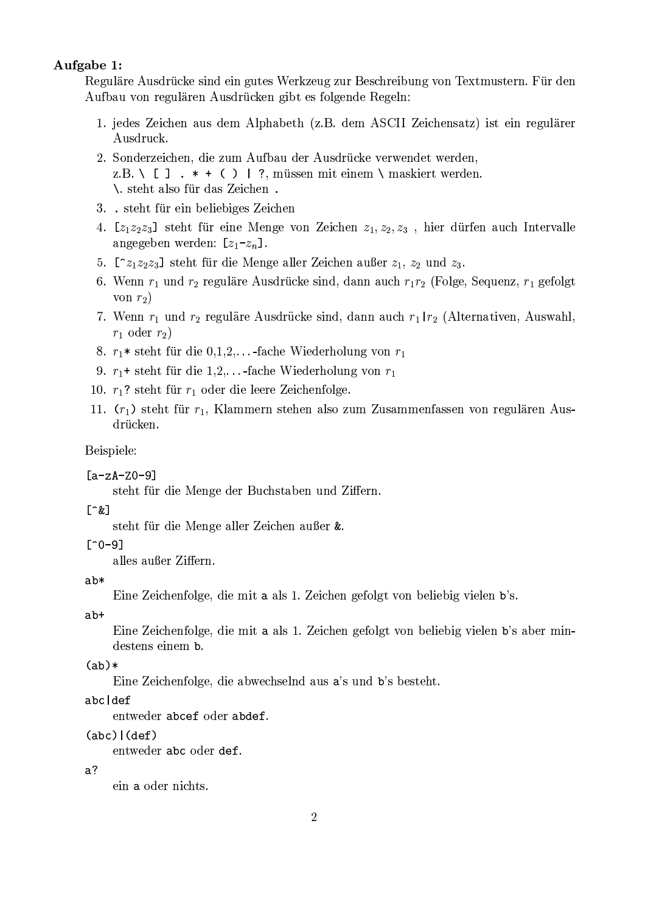**Aufgabe 1:**

Reguläre Ausdrücke sind ein gutes Werkzeug zur Beschreibung von Textmustern. Für den Aufbau von regulären Ausdrücken gibt es folgende Regeln:

1. jedes Zeichen aus dem Alphabeth (z.B. dem ASCII Zeichensatz) ist ein regulärer Ausdruck.
2. Sonderzeichen, die zum Aufbau der Ausdrücke verwendet werden, z.B. `\ [ ] . * + ( ) | ?`, müssen mit einem `\` maskiert werden. `\.` steht also für das Zeichen `.`
3. `.` steht für ein beliebiges Zeichen
4. `[`$z_1 z_2 z_3$`]` steht für eine Menge von Zeichen $z_1, z_2, z_3$ , hier dürfen auch Intervalle angegeben werden: `[`$z_1$`-`$z_n$`]`.
5. `[^`$z_1 z_2 z_3$`]` steht für die Menge aller Zeichen außer $z_1$, $z_2$ und $z_3$.
6. Wenn $r_1$ und $r_2$ reguläre Ausdrücke sind, dann auch $r_1 r_2$ (Folge, Sequenz, $r_1$ gefolgt von $r_2$)
7. Wenn $r_1$ und $r_2$ reguläre Ausdrücke sind, dann auch $r_1$`|`$r_2$ (Alternativen, Auswahl, $r_1$ oder $r_2$)
8. $r_1$`*` steht für die 0,1,2,...-fache Wiederholung von $r_1$
9. $r_1$`+` steht für die 1,2,...-fache Wiederholung von $r_1$
10. $r_1$`?` steht für $r_1$ oder die leere Zeichenfolge.
11. `(`$r_1$`)` steht für $r_1$, Klammern stehen also zum Zusammenfassen von regulären Ausdrücken.

Beispiele:

`[a-zA-Z0-9]`
: steht für die Menge der Buchstaben und Ziffern.

`[^&]`
: steht für die Menge aller Zeichen außer `&`.

`[^0-9]`
: alles außer Ziffern.

`ab*`
: Eine Zeichenfolge, die mit `a` als 1. Zeichen gefolgt von beliebig vielen `b`'s.

`ab+`
: Eine Zeichenfolge, die mit `a` als 1. Zeichen gefolgt von beliebig vielen `b`'s aber mindestens einem `b`.

`(ab)*`
: Eine Zeichenfolge, die abwechselnd aus `a`'s und `b`'s besteht.

`abc|def`
: entweder `abcef` oder `abdef`.

`(abc)|(def)`
: entweder `abc` oder `def`.

`a?`
: ein `a` oder nichts.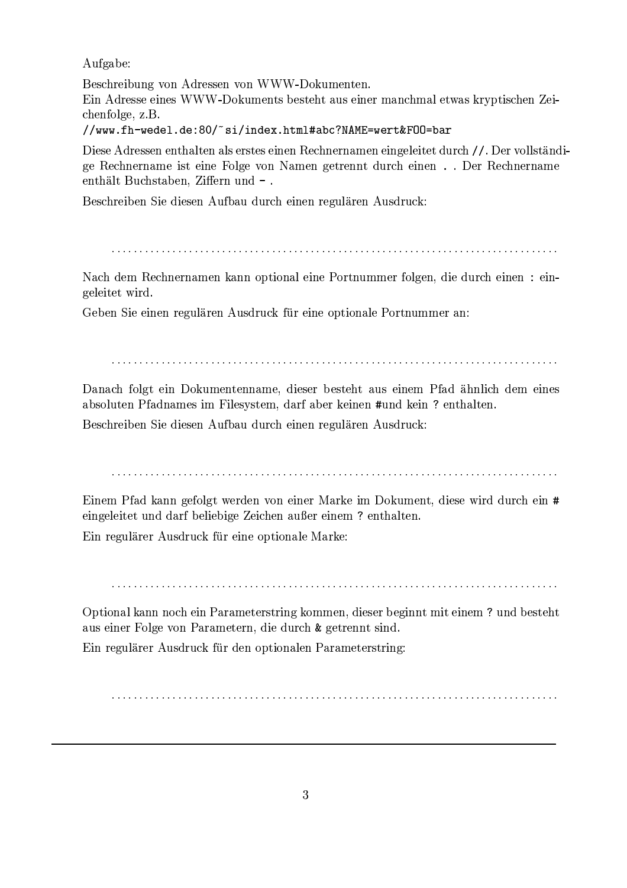Aufgabe:

Beschreibung von Adressen von WWW-Dokumenten.
Ein Adresse eines WWW-Dokuments besteht aus einer manchmal etwas kryptischen Zeichenfolge, z.B.
`//www.fh-wedel.de:80/~si/index.html#abc?NAME=wert&FOO=bar`

Diese Adressen enthalten als erstes einen Rechnernamen eingeleitet durch `//`. Der vollständige Rechnername ist eine Folge von Namen getrennt durch einen `.` . Der Rechnername enthält Buchstaben, Ziffern und `-` .

Beschreiben Sie diesen Aufbau durch einen regulären Ausdruck:

. . . . . . . . . . . . . . . . . . . . . . . . . . . . . . . . . . . . . . . . . . . . . . . . . . . . . . . . . . . . . . . . . . . . . . . . . . . .

Nach dem Rechnernamen kann optional eine Portnummer folgen, die durch einen `:` eingeleitet wird.

Geben Sie einen regulären Ausdruck für eine optionale Portnummer an:

. . . . . . . . . . . . . . . . . . . . . . . . . . . . . . . . . . . . . . . . . . . . . . . . . . . . . . . . . . . . . . . . . . . . . . . . . . . .

Danach folgt ein Dokumentenname, dieser besteht aus einem Pfad ähnlich dem eines absoluten Pfadnames im Filesystem, darf aber keinen `#`und kein `?` enthalten.

Beschreiben Sie diesen Aufbau durch einen regulären Ausdruck:

. . . . . . . . . . . . . . . . . . . . . . . . . . . . . . . . . . . . . . . . . . . . . . . . . . . . . . . . . . . . . . . . . . . . . . . . . . . .

Einem Pfad kann gefolgt werden von einer Marke im Dokument, diese wird durch ein `#` eingeleitet und darf beliebige Zeichen außer einem `?` enthalten.

Ein regulärer Ausdruck für eine optionale Marke:

. . . . . . . . . . . . . . . . . . . . . . . . . . . . . . . . . . . . . . . . . . . . . . . . . . . . . . . . . . . . . . . . . . . . . . . . . . . .

Optional kann noch ein Parameterstring kommen, dieser beginnt mit einem `?` und besteht aus einer Folge von Parametern, die durch `&` getrennt sind.

Ein regulärer Ausdruck für den optionalen Parameterstring:

. . . . . . . . . . . . . . . . . . . . . . . . . . . . . . . . . . . . . . . . . . . . . . . . . . . . . . . . . . . . . . . . . . . . . . . . . . . .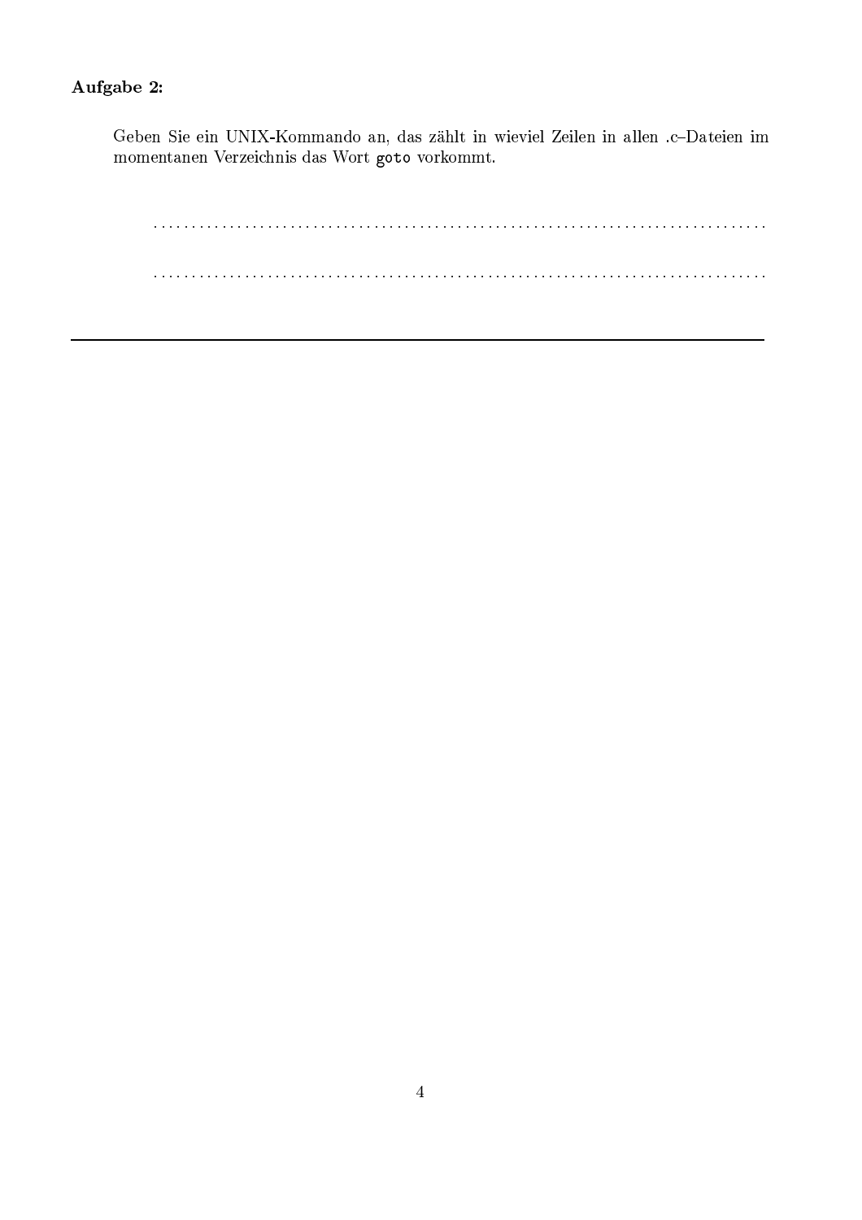**Aufgabe 2:**

Geben Sie ein UNIX-Kommando an, das zählt in wieviel Zeilen in allen .c–Dateien im momentanen Verzeichnis das Wort `goto` vorkommt.

. . . . . . . . . . . . . . . . . . . . . . . . . . . . . . . . . . . . . . . . . . . . . . . . . . . . . . . . . . . . . . . . . . . . . . . . . . . . . . . .

. . . . . . . . . . . . . . . . . . . . . . . . . . . . . . . . . . . . . . . . . . . . . . . . . . . . . . . . . . . . . . . . . . . . . . . . . . . . . . . .

---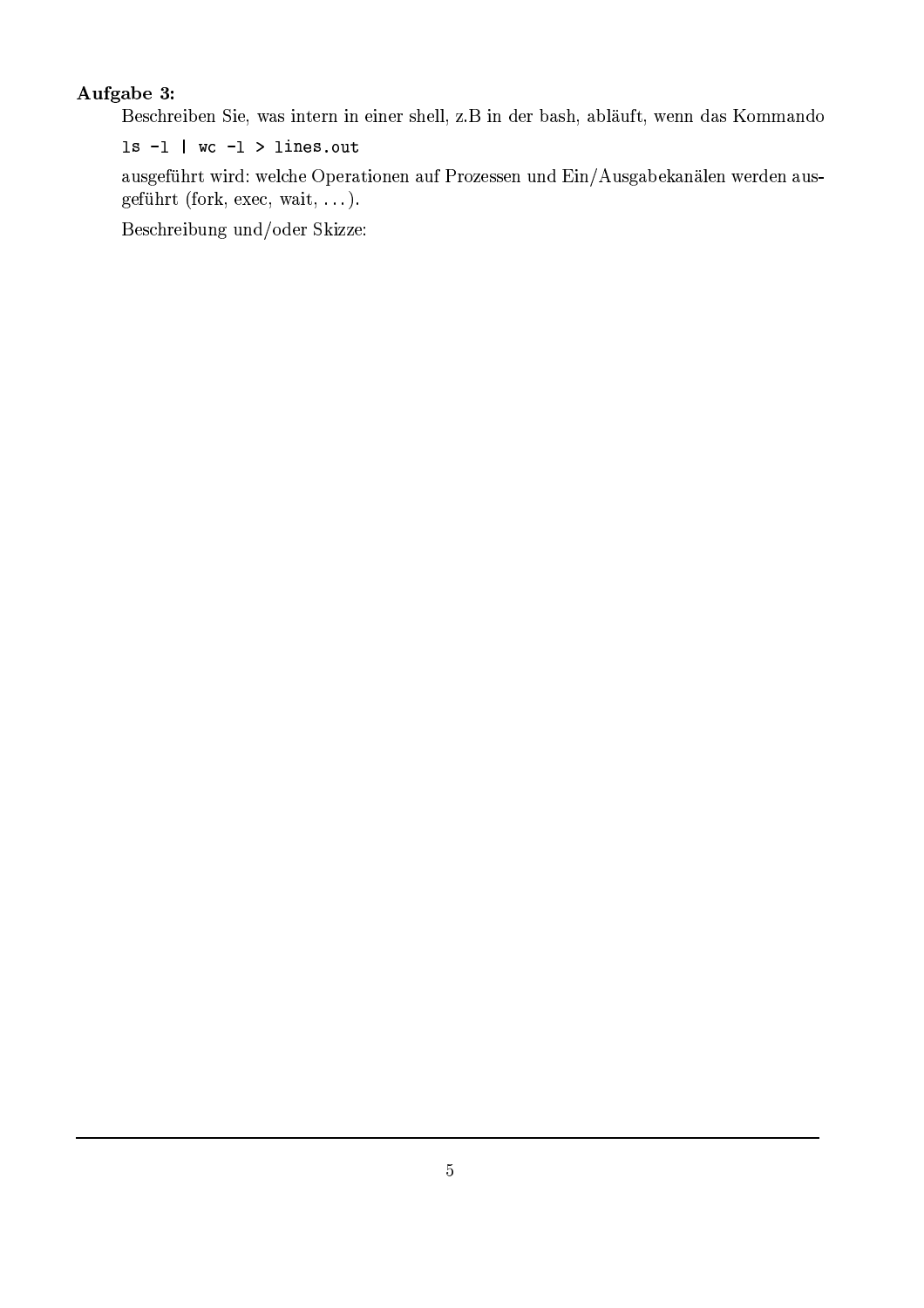**Aufgabe 3:**

Beschreiben Sie, was intern in einer shell, z.B in der bash, abläuft, wenn das Kommando

```
ls -l | wc -l > lines.out
```

ausgeführt wird: welche Operationen auf Prozessen und Ein/Ausgabekanälen werden ausgeführt (fork, exec, wait, ...).

Beschreibung und/oder Skizze: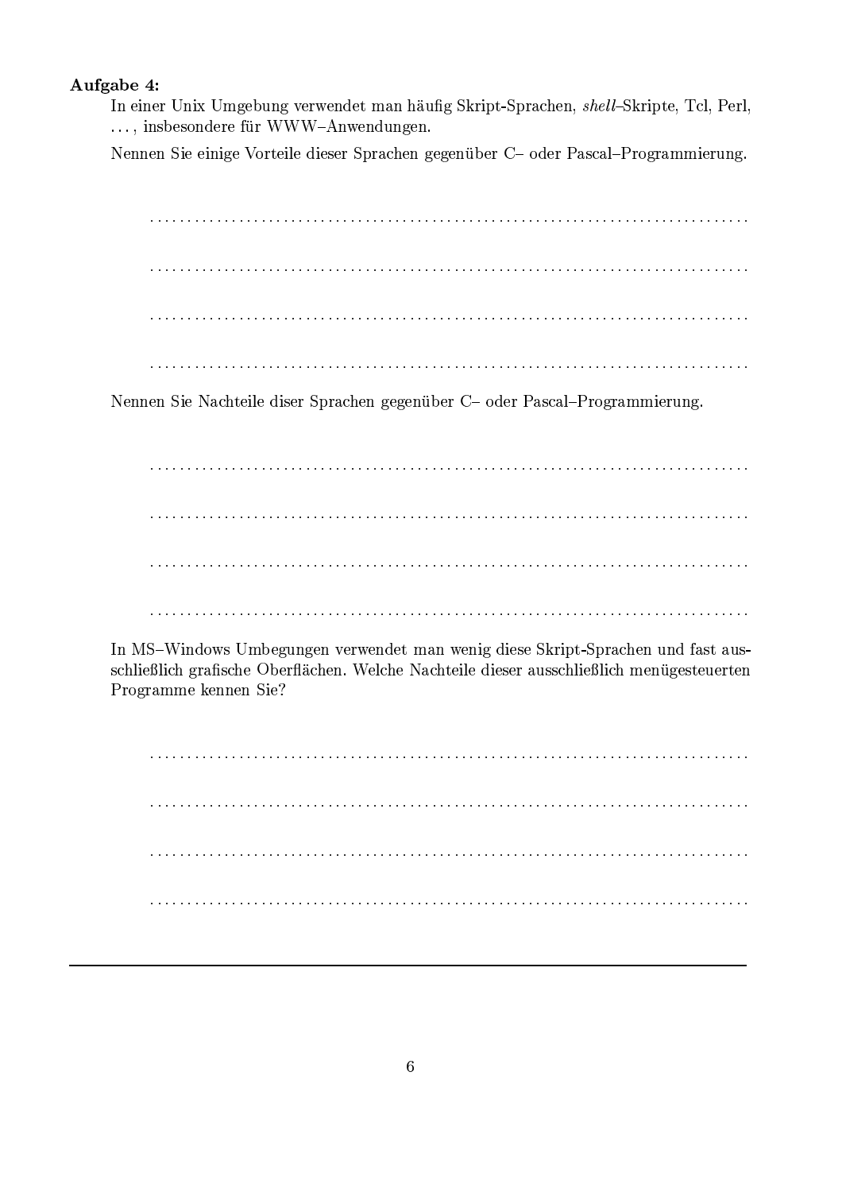**Aufgabe 4:**

In einer Unix Umgebung verwendet man häufig Skript-Sprachen, *shell*–Skripte, Tcl, Perl, . . . , insbesondere für WWW–Anwendungen.

Nennen Sie einige Vorteile dieser Sprachen gegenüber C– oder Pascal–Programmierung.

. . . . . . . . . . . . . . . . . . . . . . . . . . . . . . . . . . . . . . . . . . . . . . . . . . . . . . . . . . . . . . . . . . . . . . . . .

. . . . . . . . . . . . . . . . . . . . . . . . . . . . . . . . . . . . . . . . . . . . . . . . . . . . . . . . . . . . . . . . . . . . . . . . .

. . . . . . . . . . . . . . . . . . . . . . . . . . . . . . . . . . . . . . . . . . . . . . . . . . . . . . . . . . . . . . . . . . . . . . . . .

. . . . . . . . . . . . . . . . . . . . . . . . . . . . . . . . . . . . . . . . . . . . . . . . . . . . . . . . . . . . . . . . . . . . . . . . .

Nennen Sie Nachteile diser Sprachen gegenüber C– oder Pascal–Programmierung.

. . . . . . . . . . . . . . . . . . . . . . . . . . . . . . . . . . . . . . . . . . . . . . . . . . . . . . . . . . . . . . . . . . . . . . . . .

. . . . . . . . . . . . . . . . . . . . . . . . . . . . . . . . . . . . . . . . . . . . . . . . . . . . . . . . . . . . . . . . . . . . . . . . .

. . . . . . . . . . . . . . . . . . . . . . . . . . . . . . . . . . . . . . . . . . . . . . . . . . . . . . . . . . . . . . . . . . . . . . . . .

. . . . . . . . . . . . . . . . . . . . . . . . . . . . . . . . . . . . . . . . . . . . . . . . . . . . . . . . . . . . . . . . . . . . . . . . .

In MS–Windows Umbegungen verwendet man wenig diese Skript-Sprachen und fast ausschließlich grafische Oberflächen. Welche Nachteile dieser ausschließlich menügesteuerten Programme kennen Sie?

. . . . . . . . . . . . . . . . . . . . . . . . . . . . . . . . . . . . . . . . . . . . . . . . . . . . . . . . . . . . . . . . . . . . . . . . .

. . . . . . . . . . . . . . . . . . . . . . . . . . . . . . . . . . . . . . . . . . . . . . . . . . . . . . . . . . . . . . . . . . . . . . . . .

. . . . . . . . . . . . . . . . . . . . . . . . . . . . . . . . . . . . . . . . . . . . . . . . . . . . . . . . . . . . . . . . . . . . . . . . .

. . . . . . . . . . . . . . . . . . . . . . . . . . . . . . . . . . . . . . . . . . . . . . . . . . . . . . . . . . . . . . . . . . . . . . . . .